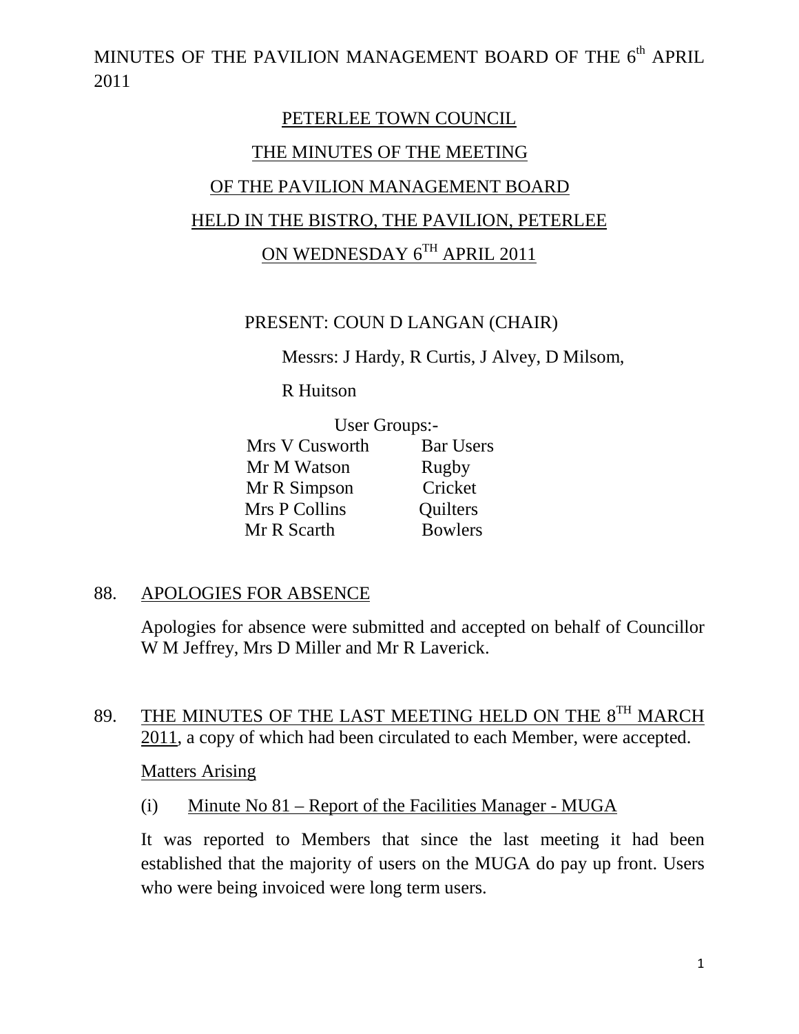MINUTES OF THE PAVILION MANAGEMENT BOARD OF THE 6th APRIL 2011

# PETERLEE TOWN COUNCIL

## THE MINUTES OF THE MEETING OF THE PAVILION MANAGEMENT BOARD HELD IN THE BISTRO, THE PAVILION, PETERLEE ON WEDNESDAY 6TH APRIL 2011

PRESENT: COUN D LANGAN (CHAIR)

Messrs: J Hardy, R Curtis, J Alvey, D Milsom, R Huitson

User Groups:-

| | |
|---|---|
| Mrs V Cusworth | Bar Users |
| Mr M Watson | Rugby |
| Mr R Simpson | Cricket |
| Mrs P Collins | Quilters |
| Mr R Scarth | Bowlers |

88. APOLOGIES FOR ABSENCE

Apologies for absence were submitted and accepted on behalf of Councillor W M Jeffrey, Mrs D Miller and Mr R Laverick.

89. THE MINUTES OF THE LAST MEETING HELD ON THE 8TH MARCH 2011, a copy of which had been circulated to each Member, were accepted.

Matters Arising

(i) Minute No 81 – Report of the Facilities Manager - MUGA

It was reported to Members that since the last meeting it had been established that the majority of users on the MUGA do pay up front. Users who were being invoiced were long term users.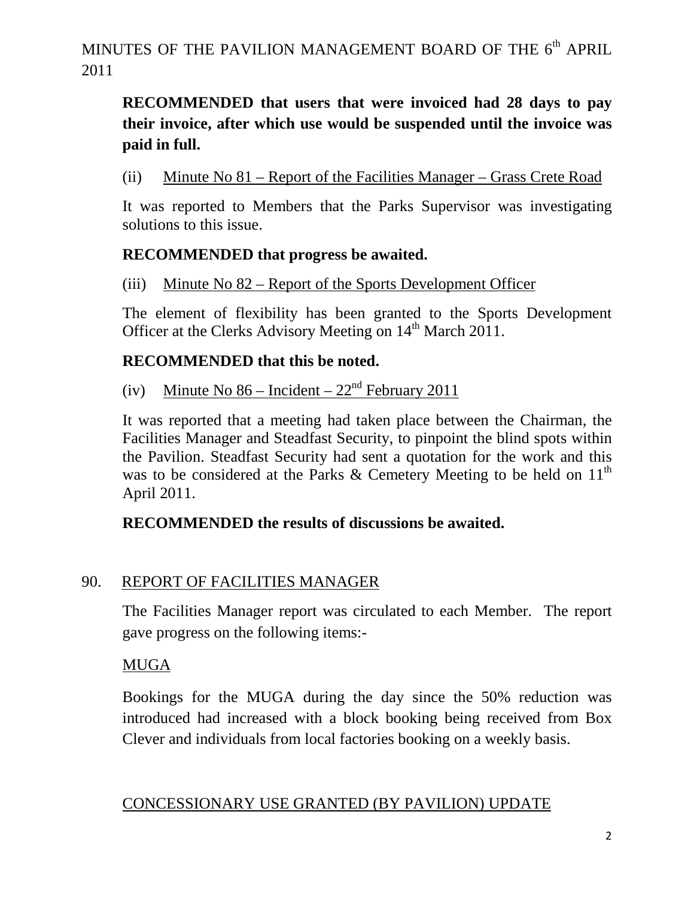**RECOMMENDED that users that were invoiced had 28 days to pay their invoice, after which use would be suspended until the invoice was paid in full.**

(ii) Minute No 81 – Report of the Facilities Manager – Grass Crete Road

It was reported to Members that the Parks Supervisor was investigating solutions to this issue.

**RECOMMENDED that progress be awaited.**

(iii) Minute No 82 – Report of the Sports Development Officer

The element of flexibility has been granted to the Sports Development Officer at the Clerks Advisory Meeting on 14th March 2011.

**RECOMMENDED that this be noted.**

(iv) Minute No 86 – Incident – 22nd February 2011

It was reported that a meeting had taken place between the Chairman, the Facilities Manager and Steadfast Security, to pinpoint the blind spots within the Pavilion. Steadfast Security had sent a quotation for the work and this was to be considered at the Parks & Cemetery Meeting to be held on 11th April 2011.

**RECOMMENDED the results of discussions be awaited.**

## 90. REPORT OF FACILITIES MANAGER

The Facilities Manager report was circulated to each Member. The report gave progress on the following items:-

### MUGA

Bookings for the MUGA during the day since the 50% reduction was introduced had increased with a block booking being received from Box Clever and individuals from local factories booking on a weekly basis.

### CONCESSIONARY USE GRANTED (BY PAVILION) UPDATE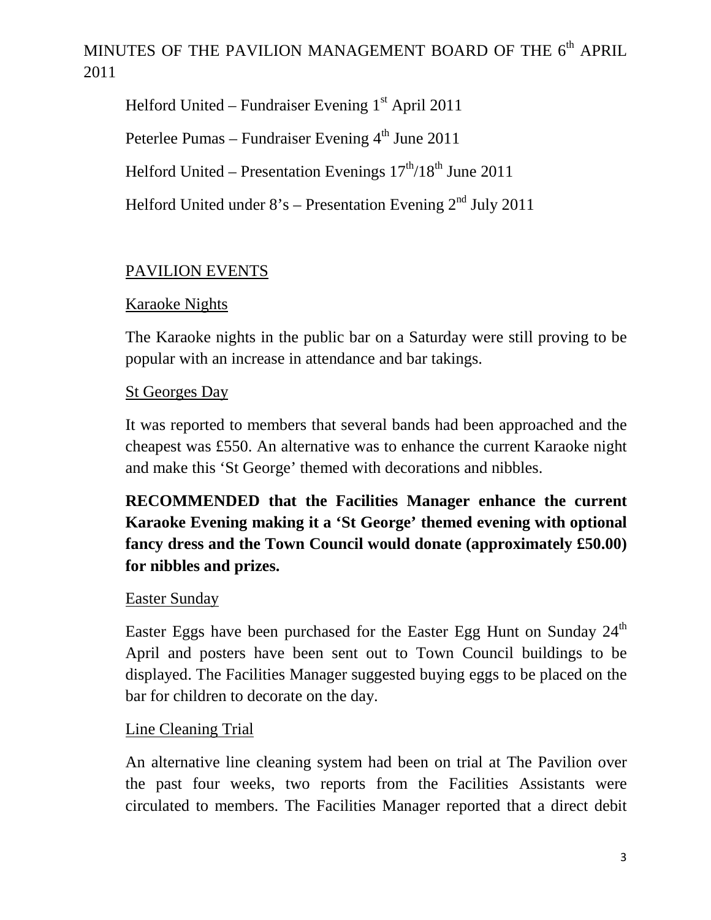Helford United – Fundraiser Evening 1st April 2011

Peterlee Pumas – Fundraiser Evening 4th June 2011

Helford United – Presentation Evenings 17th/18th June 2011

Helford United under 8's – Presentation Evening 2nd July 2011

## PAVILION EVENTS

### Karaoke Nights

The Karaoke nights in the public bar on a Saturday were still proving to be popular with an increase in attendance and bar takings.

### St Georges Day

It was reported to members that several bands had been approached and the cheapest was £550. An alternative was to enhance the current Karaoke night and make this 'St George' themed with decorations and nibbles.

**RECOMMENDED that the Facilities Manager enhance the current Karaoke Evening making it a 'St George' themed evening with optional fancy dress and the Town Council would donate (approximately £50.00) for nibbles and prizes.**

### Easter Sunday

Easter Eggs have been purchased for the Easter Egg Hunt on Sunday 24th April and posters have been sent out to Town Council buildings to be displayed. The Facilities Manager suggested buying eggs to be placed on the bar for children to decorate on the day.

### Line Cleaning Trial

An alternative line cleaning system had been on trial at The Pavilion over the past four weeks, two reports from the Facilities Assistants were circulated to members. The Facilities Manager reported that a direct debit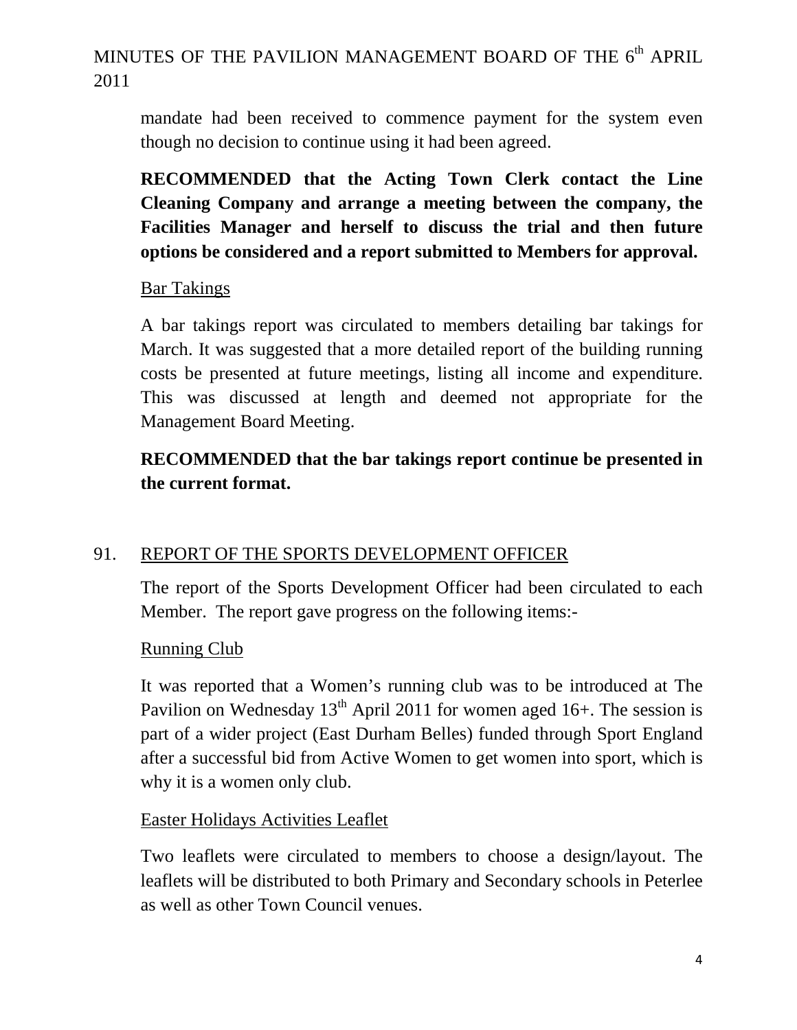mandate had been received to commence payment for the system even though no decision to continue using it had been agreed.

**RECOMMENDED that the Acting Town Clerk contact the Line Cleaning Company and arrange a meeting between the company, the Facilities Manager and herself to discuss the trial and then future options be considered and a report submitted to Members for approval.**

Bar Takings

A bar takings report was circulated to members detailing bar takings for March. It was suggested that a more detailed report of the building running costs be presented at future meetings, listing all income and expenditure. This was discussed at length and deemed not appropriate for the Management Board Meeting.

**RECOMMENDED that the bar takings report continue be presented in the current format.**

## 91. REPORT OF THE SPORTS DEVELOPMENT OFFICER

The report of the Sports Development Officer had been circulated to each Member. The report gave progress on the following items:-

Running Club

It was reported that a Women's running club was to be introduced at The Pavilion on Wednesday 13th April 2011 for women aged 16+. The session is part of a wider project (East Durham Belles) funded through Sport England after a successful bid from Active Women to get women into sport, which is why it is a women only club.

Easter Holidays Activities Leaflet

Two leaflets were circulated to members to choose a design/layout. The leaflets will be distributed to both Primary and Secondary schools in Peterlee as well as other Town Council venues.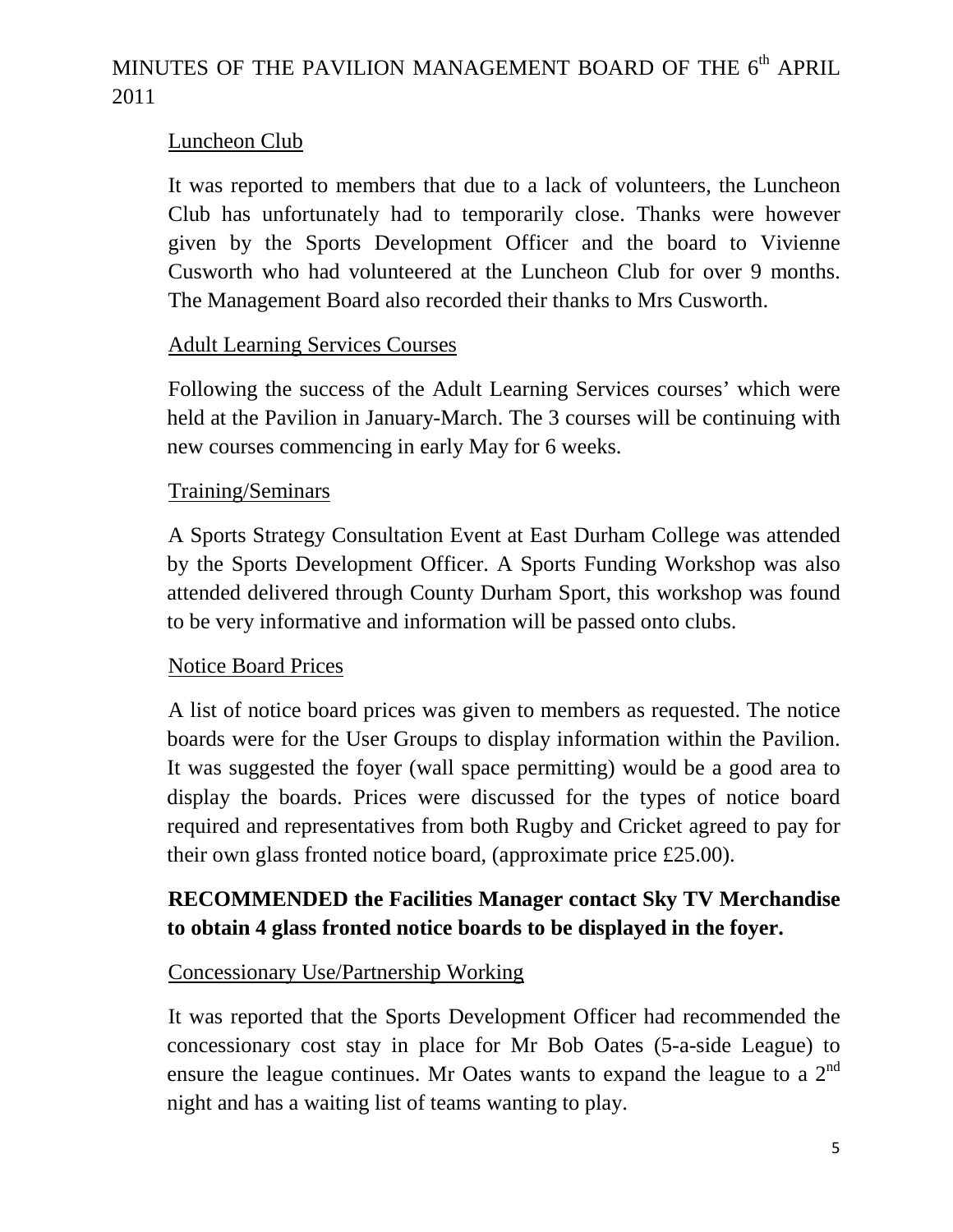MINUTES OF THE PAVILION MANAGEMENT BOARD OF THE 6th APRIL 2011

Luncheon Club

It was reported to members that due to a lack of volunteers, the Luncheon Club has unfortunately had to temporarily close. Thanks were however given by the Sports Development Officer and the board to Vivienne Cusworth who had volunteered at the Luncheon Club for over 9 months. The Management Board also recorded their thanks to Mrs Cusworth.

Adult Learning Services Courses

Following the success of the Adult Learning Services courses' which were held at the Pavilion in January-March. The 3 courses will be continuing with new courses commencing in early May for 6 weeks.

Training/Seminars

A Sports Strategy Consultation Event at East Durham College was attended by the Sports Development Officer. A Sports Funding Workshop was also attended delivered through County Durham Sport, this workshop was found to be very informative and information will be passed onto clubs.

Notice Board Prices

A list of notice board prices was given to members as requested. The notice boards were for the User Groups to display information within the Pavilion. It was suggested the foyer (wall space permitting) would be a good area to display the boards. Prices were discussed for the types of notice board required and representatives from both Rugby and Cricket agreed to pay for their own glass fronted notice board, (approximate price £25.00).

**RECOMMENDED the Facilities Manager contact Sky TV Merchandise to obtain 4 glass fronted notice boards to be displayed in the foyer.**

Concessionary Use/Partnership Working

It was reported that the Sports Development Officer had recommended the concessionary cost stay in place for Mr Bob Oates (5-a-side League) to ensure the league continues. Mr Oates wants to expand the league to a 2nd night and has a waiting list of teams wanting to play.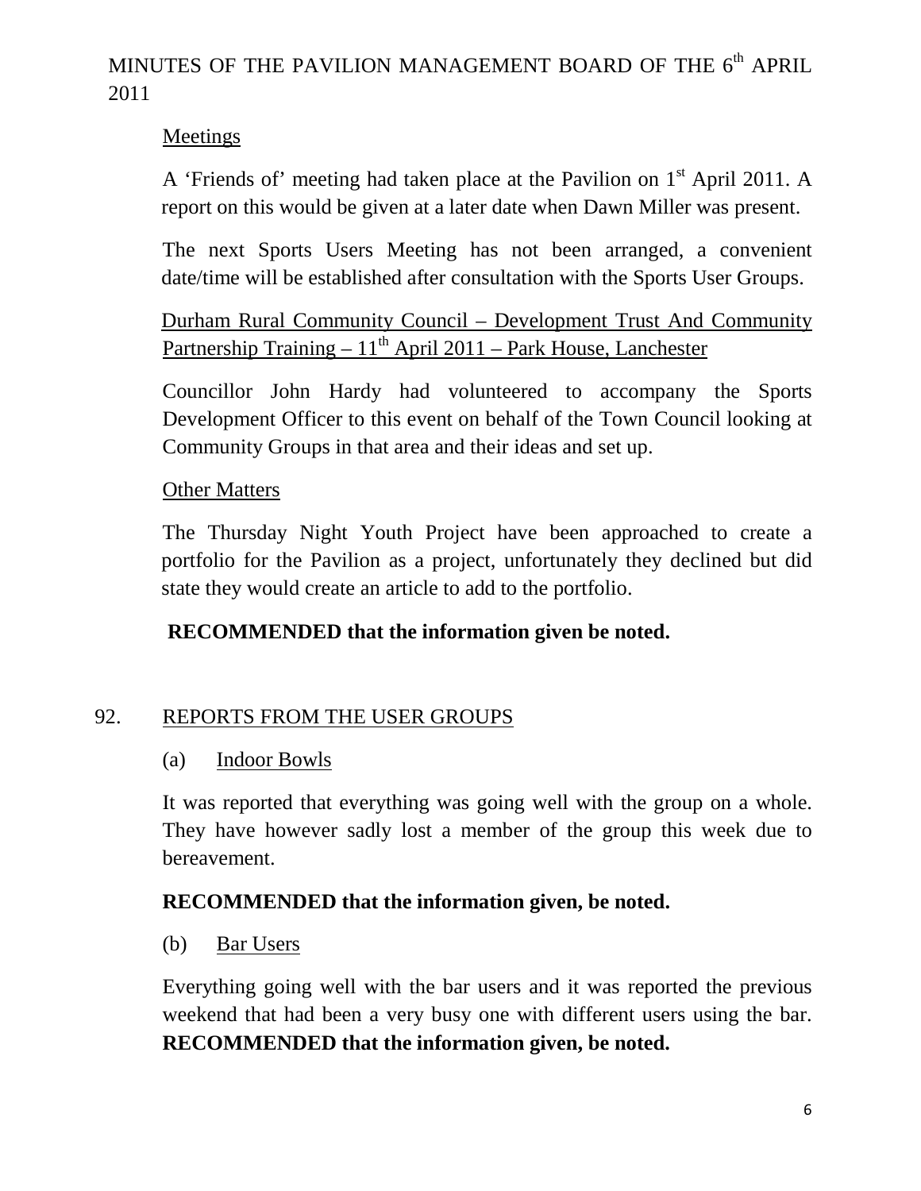MINUTES OF THE PAVILION MANAGEMENT BOARD OF THE 6th APRIL 2011

Meetings

A 'Friends of' meeting had taken place at the Pavilion on 1st April 2011. A report on this would be given at a later date when Dawn Miller was present.

The next Sports Users Meeting has not been arranged, a convenient date/time will be established after consultation with the Sports User Groups.

Durham Rural Community Council – Development Trust And Community Partnership Training – 11th April 2011 – Park House, Lanchester

Councillor John Hardy had volunteered to accompany the Sports Development Officer to this event on behalf of the Town Council looking at Community Groups in that area and their ideas and set up.

Other Matters

The Thursday Night Youth Project have been approached to create a portfolio for the Pavilion as a project, unfortunately they declined but did state they would create an article to add to the portfolio.

**RECOMMENDED that the information given be noted.**

92. REPORTS FROM THE USER GROUPS

(a) Indoor Bowls

It was reported that everything was going well with the group on a whole. They have however sadly lost a member of the group this week due to bereavement.

**RECOMMENDED that the information given, be noted.**

(b) Bar Users

Everything going well with the bar users and it was reported the previous weekend that had been a very busy one with different users using the bar. **RECOMMENDED that the information given, be noted.**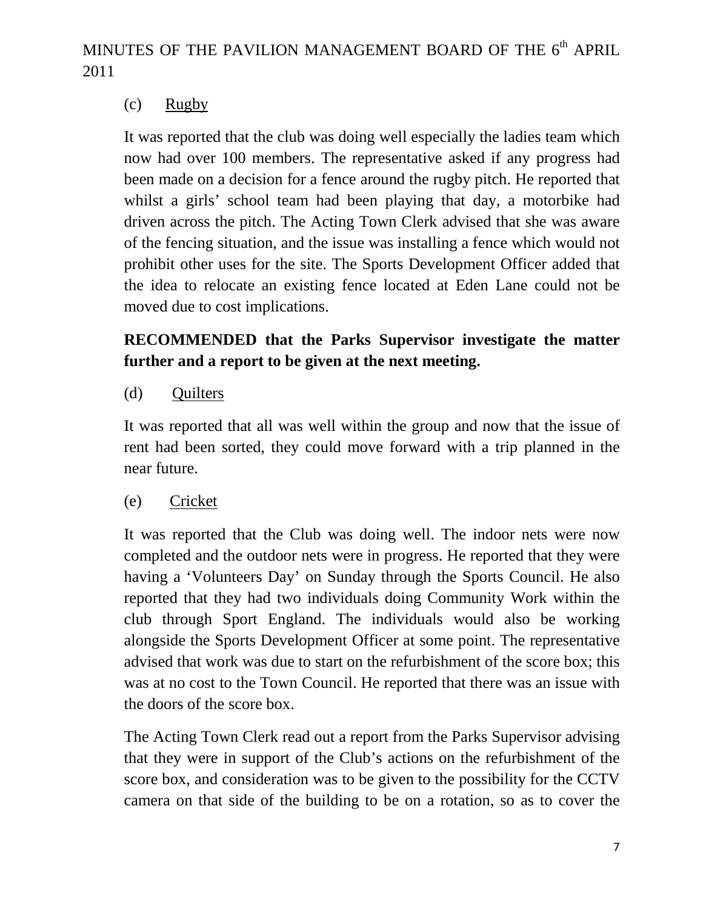(c) Rugby

It was reported that the club was doing well especially the ladies team which now had over 100 members. The representative asked if any progress had been made on a decision for a fence around the rugby pitch. He reported that whilst a girls' school team had been playing that day, a motorbike had driven across the pitch. The Acting Town Clerk advised that she was aware of the fencing situation, and the issue was installing a fence which would not prohibit other uses for the site. The Sports Development Officer added that the idea to relocate an existing fence located at Eden Lane could not be moved due to cost implications.

**RECOMMENDED that the Parks Supervisor investigate the matter further and a report to be given at the next meeting.**

(d) Quilters

It was reported that all was well within the group and now that the issue of rent had been sorted, they could move forward with a trip planned in the near future.

(e) Cricket

It was reported that the Club was doing well. The indoor nets were now completed and the outdoor nets were in progress. He reported that they were having a 'Volunteers Day' on Sunday through the Sports Council. He also reported that they had two individuals doing Community Work within the club through Sport England. The individuals would also be working alongside the Sports Development Officer at some point. The representative advised that work was due to start on the refurbishment of the score box; this was at no cost to the Town Council. He reported that there was an issue with the doors of the score box.

The Acting Town Clerk read out a report from the Parks Supervisor advising that they were in support of the Club's actions on the refurbishment of the score box, and consideration was to be given to the possibility for the CCTV camera on that side of the building to be on a rotation, so as to cover the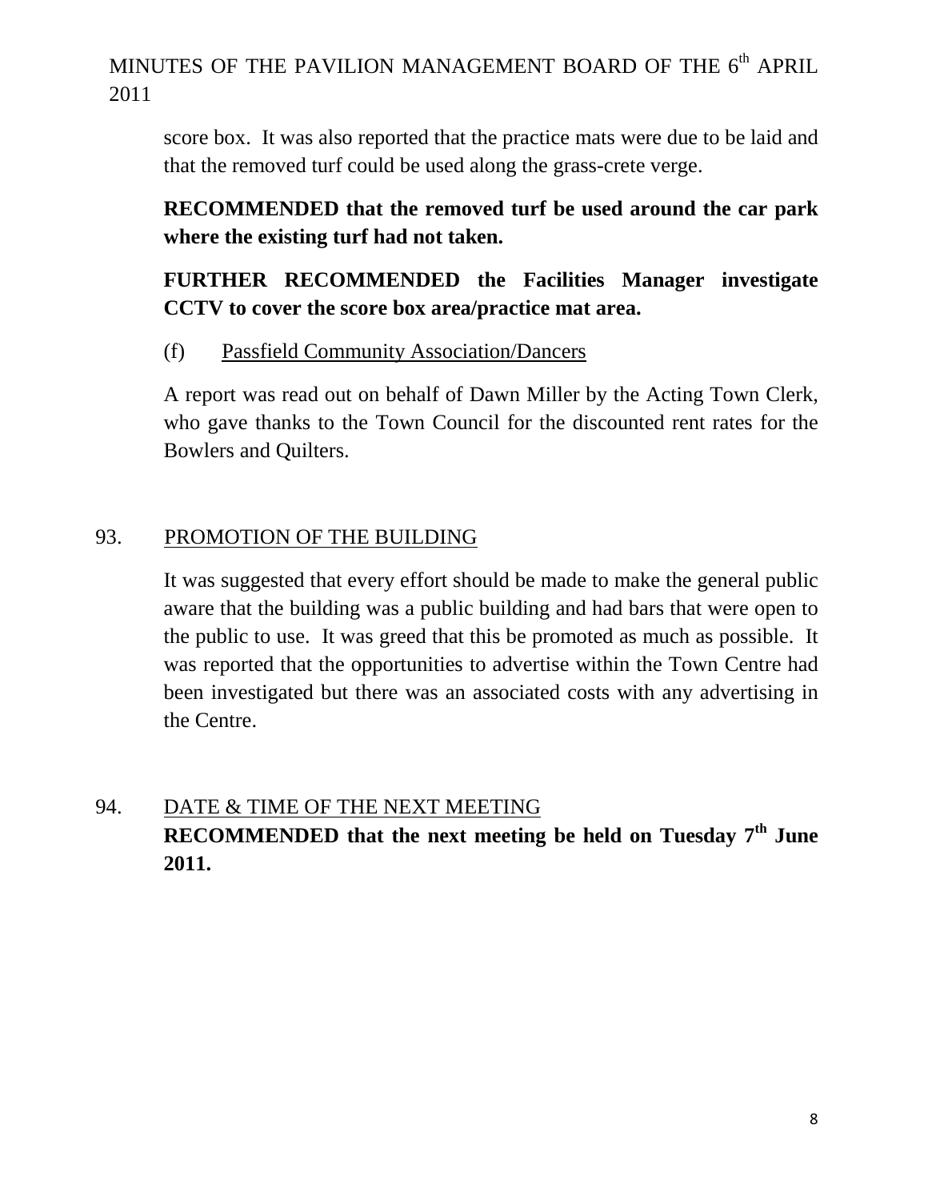score box. It was also reported that the practice mats were due to be laid and that the removed turf could be used along the grass-crete verge.

**RECOMMENDED that the removed turf be used around the car park where the existing turf had not taken.**

**FURTHER RECOMMENDED the Facilities Manager investigate CCTV to cover the score box area/practice mat area.**

(f) Passfield Community Association/Dancers

A report was read out on behalf of Dawn Miller by the Acting Town Clerk, who gave thanks to the Town Council for the discounted rent rates for the Bowlers and Quilters.

## 93. PROMOTION OF THE BUILDING

It was suggested that every effort should be made to make the general public aware that the building was a public building and had bars that were open to the public to use. It was greed that this be promoted as much as possible. It was reported that the opportunities to advertise within the Town Centre had been investigated but there was an associated costs with any advertising in the Centre.

## 94. DATE & TIME OF THE NEXT MEETING

**RECOMMENDED that the next meeting be held on Tuesday 7th June 2011.**